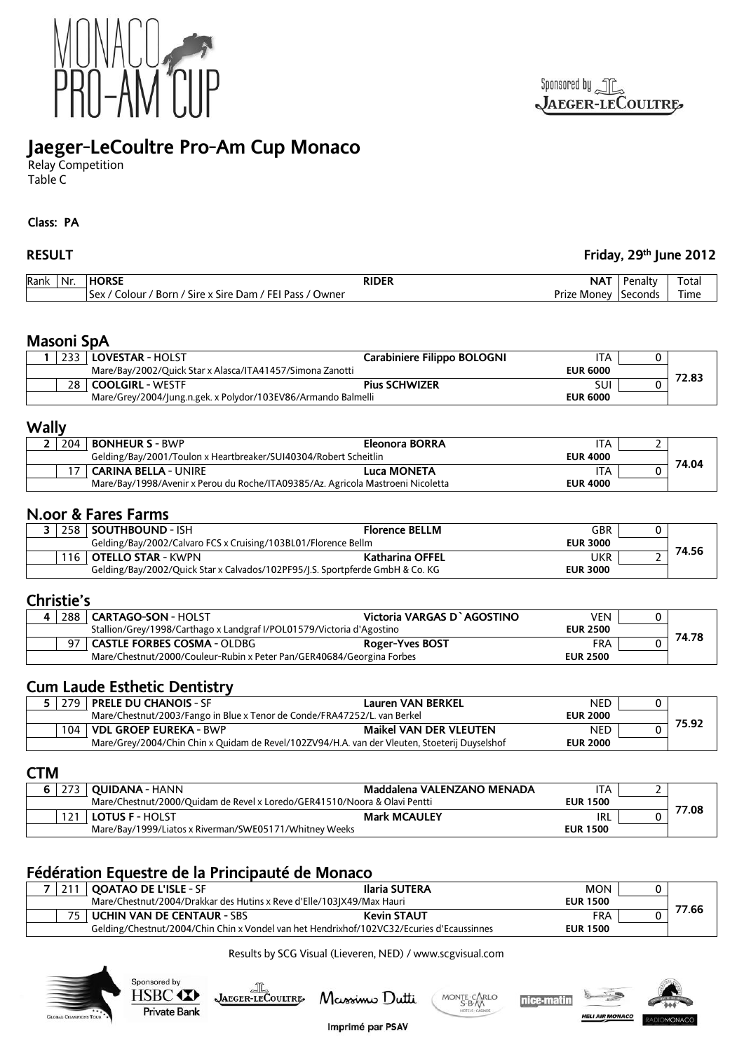MONACO PRO-AM CUP

Sponsored by JAEGER-LECOULTRE

# Jaeger-LeCoultre Pro-Am Cup Monaco

Relay Competition
Table C

**Class: PA**

**RESULT** **Friday, 29th June 2012**

| Rank | Nr. | HORSE / Sex / Colour / Born / Sire x Sire Dam / FEI Pass / Owner | RIDER | NAT / Prize Money | Penalty / Seconds | Total Time |
|---|---|---|---|---|---|---|

## Masoni SpA

| Rank | Nr. | HORSE | RIDER | NAT / Prize Money | Penalty | Total Time |
|---|---|---|---|---|---|---|
| 1 | 233 | **LOVESTAR** - HOLST | **Carabiniere Filippo BOLOGNI** | ITA | 0 | 72.83 |
| | | Mare/Bay/2002/Quick Star x Alasca/ITA41457/Simona Zanotti | | **EUR 6000** | | |
| | 28 | **COOLGIRL** - WESTF | **Pius SCHWIZER** | SUI | 0 | |
| | | Mare/Grey/2004/Jung.n.gek. x Polydor/103EV86/Armando Balmelli | | **EUR 6000** | | |

## Wally

| Rank | Nr. | HORSE | RIDER | NAT / Prize Money | Penalty | Total Time |
|---|---|---|---|---|---|---|
| 2 | 204 | **BONHEUR S** - BWP | **Eleonora BORRA** | ITA | 2 | 74.04 |
| | | Gelding/Bay/2001/Toulon x Heartbreaker/SUI40304/Robert Scheitlin | | **EUR 4000** | | |
| | 17 | **CARINA BELLA** - UNIRE | **Luca MONETA** | ITA | 0 | |
| | | Mare/Bay/1998/Avenir x Perou du Roche/ITA09385/Az. Agricola Mastroeni Nicoletta | | **EUR 4000** | | |

## N.oor & Fares Farms

| Rank | Nr. | HORSE | RIDER | NAT / Prize Money | Penalty | Total Time |
|---|---|---|---|---|---|---|
| 3 | 258 | **SOUTHBOUND** - ISH | **Florence BELLM** | GBR | 0 | 74.56 |
| | | Gelding/Bay/2002/Calvaro FCS x Cruising/103BL01/Florence Bellm | | **EUR 3000** | | |
| | 116 | **OTELLO STAR** - KWPN | **Katharina OFFEL** | UKR | 2 | |
| | | Gelding/Bay/2002/Quick Star x Calvados/102PF95/J.S. Sportpferde GmbH & Co. KG | | **EUR 3000** | | |

## Christie's

| Rank | Nr. | HORSE | RIDER | NAT / Prize Money | Penalty | Total Time |
|---|---|---|---|---|---|---|
| 4 | 288 | **CARTAGO-SON** - HOLST | **Victoria VARGAS D`AGOSTINO** | VEN | 0 | 74.78 |
| | | Stallion/Grey/1998/Carthago x Landgraf I/POL01579/Victoria d'Agostino | | **EUR 2500** | | |
| | 97 | **CASTLE FORBES COSMA** - OLDBG | **Roger-Yves BOST** | FRA | 0 | |
| | | Mare/Chestnut/2000/Couleur-Rubin x Peter Pan/GER40684/Georgina Forbes | | **EUR 2500** | | |

## Cum Laude Esthetic Dentistry

| Rank | Nr. | HORSE | RIDER | NAT / Prize Money | Penalty | Total Time |
|---|---|---|---|---|---|---|
| 5 | 279 | **PRELE DU CHANOIS** - SF | **Lauren VAN BERKEL** | NED | 0 | 75.92 |
| | | Mare/Chestnut/2003/Fango in Blue x Tenor de Conde/FRA47252/L. van Berkel | | **EUR 2000** | | |
| | 104 | **VDL GROEP EUREKA** - BWP | **Maikel VAN DER VLEUTEN** | NED | 0 | |
| | | Mare/Grey/2004/Chin Chin x Quidam de Revel/102ZV94/H.A. van der Vleuten, Stoeterij Duyselshof | | **EUR 2000** | | |

## CTM

| Rank | Nr. | HORSE | RIDER | NAT / Prize Money | Penalty | Total Time |
|---|---|---|---|---|---|---|
| 6 | 273 | **QUIDANA** - HANN | **Maddalena VALENZANO MENADA** | ITA | 2 | 77.08 |
| | | Mare/Chestnut/2000/Quidam de Revel x Loredo/GER41510/Noora & Olavi Pentti | | **EUR 1500** | | |
| | 121 | **LOTUS F** - HOLST | **Mark MCAULEY** | IRL | 0 | |
| | | Mare/Bay/1999/Liatos x Riverman/SWE05171/Whitney Weeks | | **EUR 1500** | | |

## Fédération Equestre de la Principauté de Monaco

| Rank | Nr. | HORSE | RIDER | NAT / Prize Money | Penalty | Total Time |
|---|---|---|---|---|---|---|
| 7 | 211 | **QOATAO DE L'ISLE** - SF | **Ilaria SUTERA** | MON | 0 | 77.66 |
| | | Mare/Chestnut/2004/Drakkar des Hutins x Reve d'Elle/103JX49/Max Hauri | | **EUR 1500** | | |
| | 75 | **UCHIN VAN DE CENTAUR** - SBS | **Kevin STAUT** | FRA | 0 | |
| | | Gelding/Chestnut/2004/Chin Chin x Vondel van het Hendrixhof/102VC32/Ecuries d'Ecaussinnes | | **EUR 1500** | | |

Results by SCG Visual (Lieveren, NED) / www.scgvisual.com

Sponsored by HSBC Private Bank — Jaeger-LeCoultre — Massimo Dutti — Monte-Carlo SBM — nice-matin — Heli Air Monaco — Radio Monaco

Imprimé par PSAV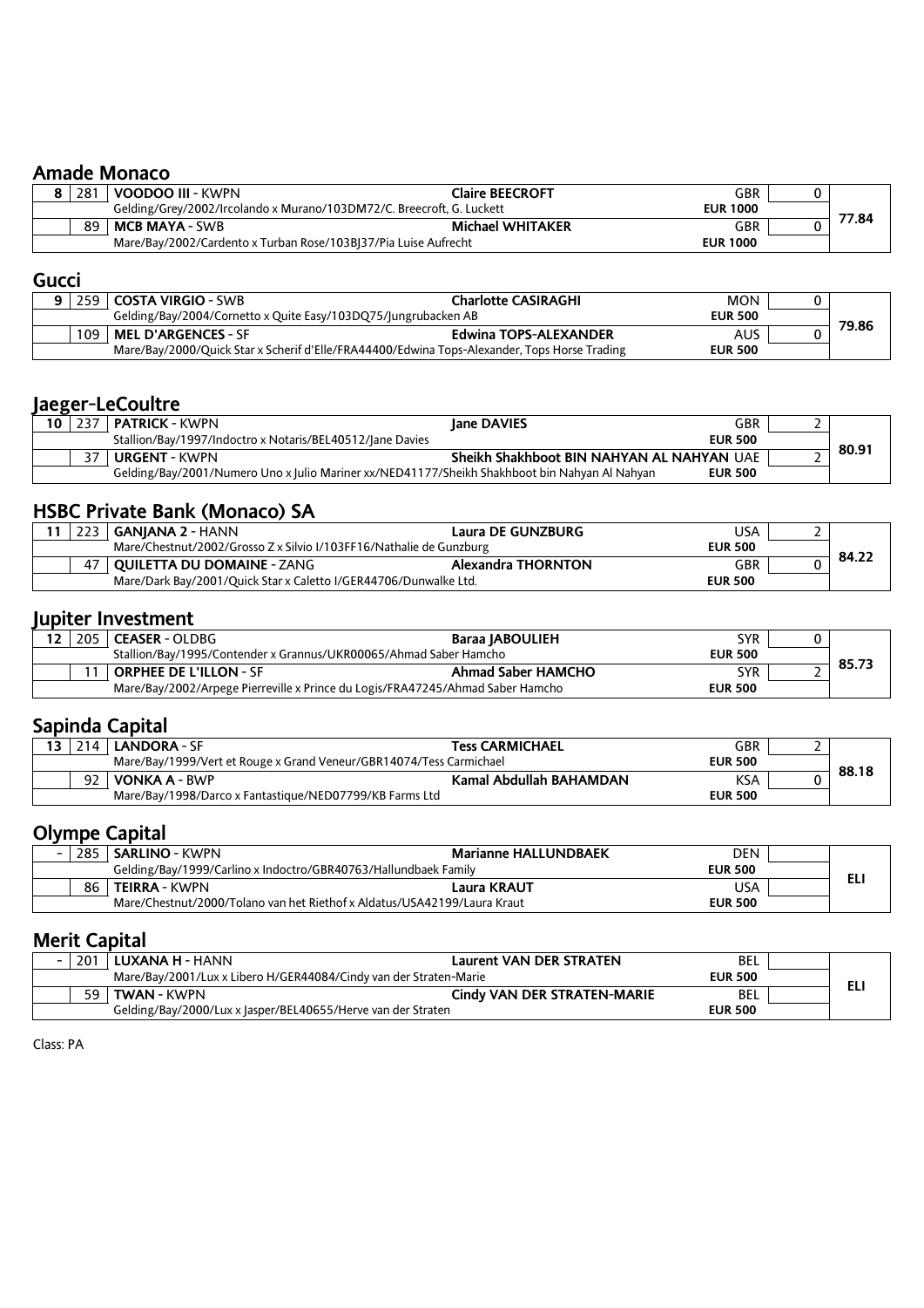## Amade Monaco

| | | | | | | |
|---|---|---|---|---|---|---|
| 8 | 281 | **VOODOO III** - KWPN | **Claire BEECROFT** | GBR | 0 | **77.84** |
| | | Gelding/Grey/2002/Ircolando x Murano/103DM72/C. Breecroft, G. Luckett | | **EUR 1000** | | |
| | 89 | **MCB MAYA** - SWB | **Michael WHITAKER** | GBR | 0 | |
| | | Mare/Bay/2002/Cardento x Turban Rose/103BJ37/Pia Luise Aufrecht | | **EUR 1000** | | |

## Gucci

| | | | | | | |
|---|---|---|---|---|---|---|
| 9 | 259 | **COSTA VIRGIO** - SWB | **Charlotte CASIRAGHI** | MON | 0 | **79.86** |
| | | Gelding/Bay/2004/Cornetto x Quite Easy/103DQ75/Jungrubacken AB | | **EUR 500** | | |
| | 109 | **MEL D'ARGENCES** - SF | **Edwina TOPS-ALEXANDER** | AUS | 0 | |
| | | Mare/Bay/2000/Quick Star x Scherif d'Elle/FRA44400/Edwina Tops-Alexander, Tops Horse Trading | | **EUR 500** | | |

## Jaeger-LeCoultre

| | | | | | | |
|---|---|---|---|---|---|---|
| 10 | 237 | **PATRICK** - KWPN | **Jane DAVIES** | GBR | 2 | **80.91** |
| | | Stallion/Bay/1997/Indoctro x Notaris/BEL40512/Jane Davies | | **EUR 500** | | |
| | 37 | **URGENT** - KWPN | **Sheikh Shakhboot BIN NAHYAN AL NAHYAN** | UAE | 2 | |
| | | Gelding/Bay/2001/Numero Uno x Julio Mariner xx/NED41177/Sheikh Shakhboot bin Nahyan Al Nahyan | | **EUR 500** | | |

## HSBC Private Bank (Monaco) SA

| | | | | | | |
|---|---|---|---|---|---|---|
| 11 | 223 | **GANJANA 2** - HANN | **Laura DE GUNZBURG** | USA | 2 | **84.22** |
| | | Mare/Chestnut/2002/Grosso Z x Silvio I/103FF16/Nathalie de Gunzburg | | **EUR 500** | | |
| | 47 | **QUILETTA DU DOMAINE** - ZANG | **Alexandra THORNTON** | GBR | 0 | |
| | | Mare/Dark Bay/2001/Quick Star x Caletto I/GER44706/Dunwalke Ltd. | | **EUR 500** | | |

## Jupiter Investment

| | | | | | | |
|---|---|---|---|---|---|---|
| 12 | 205 | **CEASER** - OLDBG | **Baraa JABOULIEH** | SYR | 0 | **85.73** |
| | | Stallion/Bay/1995/Contender x Grannus/UKR00065/Ahmad Saber Hamcho | | **EUR 500** | | |
| | 11 | **ORPHEE DE L'ILLON** - SF | **Ahmad Saber HAMCHO** | SYR | 2 | |
| | | Mare/Bay/2002/Arpege Pierreville x Prince du Logis/FRA47245/Ahmad Saber Hamcho | | **EUR 500** | | |

## Sapinda Capital

| | | | | | | |
|---|---|---|---|---|---|---|
| 13 | 214 | **LANDORA** - SF | **Tess CARMICHAEL** | GBR | 2 | **88.18** |
| | | Mare/Bay/1999/Vert et Rouge x Grand Veneur/GBR14074/Tess Carmichael | | **EUR 500** | | |
| | 92 | **VONKA A** - BWP | **Kamal Abdullah BAHAMDAN** | KSA | 0 | |
| | | Mare/Bay/1998/Darco x Fantastique/NED07799/KB Farms Ltd | | **EUR 500** | | |

## Olympe Capital

| | | | | | | |
|---|---|---|---|---|---|---|
| - | 285 | **SARLINO** - KWPN | **Marianne HALLUNDBAEK** | DEN | | **ELI** |
| | | Gelding/Bay/1999/Carlino x Indoctro/GBR40763/Hallundbaek Family | | **EUR 500** | | |
| | 86 | **TEIRRA** - KWPN | **Laura KRAUT** | USA | | |
| | | Mare/Chestnut/2000/Tolano van het Riethof x Aldatus/USA42199/Laura Kraut | | **EUR 500** | | |

## Merit Capital

| | | | | | | |
|---|---|---|---|---|---|---|
| - | 201 | **LUXANA H** - HANN | **Laurent VAN DER STRATEN** | BEL | | **ELI** |
| | | Mare/Bay/2001/Lux x Libero H/GER44084/Cindy van der Straten-Marie | | **EUR 500** | | |
| | 59 | **TWAN** - KWPN | **Cindy VAN DER STRATEN-MARIE** | BEL | | |
| | | Gelding/Bay/2000/Lux x Jasper/BEL40655/Herve van der Straten | | **EUR 500** | | |

Class: PA